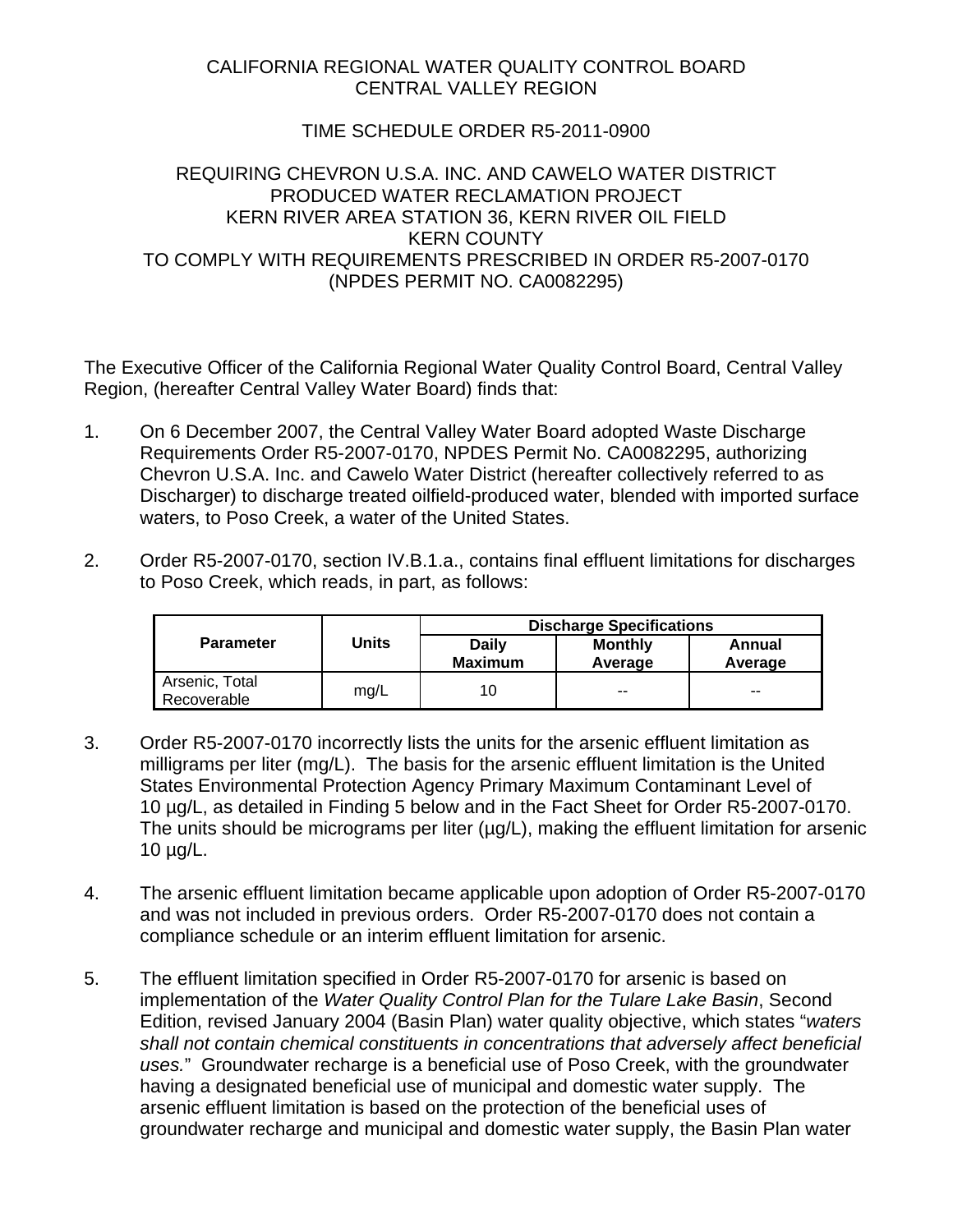CALIFORNIA REGIONAL WATER QUALITY CONTROL BOARD
CENTRAL VALLEY REGION

TIME SCHEDULE ORDER R5-2011-0900

REQUIRING CHEVRON U.S.A. INC. AND CAWELO WATER DISTRICT
PRODUCED WATER RECLAMATION PROJECT
KERN RIVER AREA STATION 36, KERN RIVER OIL FIELD
KERN COUNTY
TO COMPLY WITH REQUIREMENTS PRESCRIBED IN ORDER R5-2007-0170
(NPDES PERMIT NO. CA0082295)

The Executive Officer of the California Regional Water Quality Control Board, Central Valley Region, (hereafter Central Valley Water Board) finds that:

1. On 6 December 2007, the Central Valley Water Board adopted Waste Discharge Requirements Order R5-2007-0170, NPDES Permit No. CA0082295, authorizing Chevron U.S.A. Inc. and Cawelo Water District (hereafter collectively referred to as Discharger) to discharge treated oilfield-produced water, blended with imported surface waters, to Poso Creek, a water of the United States.

2. Order R5-2007-0170, section IV.B.1.a., contains final effluent limitations for discharges to Poso Creek, which reads, in part, as follows:

| Parameter | Units | Discharge Specifications | | |
|---|---|---|---|---|
| | | Daily Maximum | Monthly Average | Annual Average |
| Arsenic, Total Recoverable | mg/L | 10 | -- | -- |

3. Order R5-2007-0170 incorrectly lists the units for the arsenic effluent limitation as milligrams per liter (mg/L). The basis for the arsenic effluent limitation is the United States Environmental Protection Agency Primary Maximum Contaminant Level of 10 µg/L, as detailed in Finding 5 below and in the Fact Sheet for Order R5-2007-0170. The units should be micrograms per liter (µg/L), making the effluent limitation for arsenic 10 µg/L.

4. The arsenic effluent limitation became applicable upon adoption of Order R5-2007-0170 and was not included in previous orders. Order R5-2007-0170 does not contain a compliance schedule or an interim effluent limitation for arsenic.

5. The effluent limitation specified in Order R5-2007-0170 for arsenic is based on implementation of the *Water Quality Control Plan for the Tulare Lake Basin*, Second Edition, revised January 2004 (Basin Plan) water quality objective, which states "*waters shall not contain chemical constituents in concentrations that adversely affect beneficial uses.*" Groundwater recharge is a beneficial use of Poso Creek, with the groundwater having a designated beneficial use of municipal and domestic water supply. The arsenic effluent limitation is based on the protection of the beneficial uses of groundwater recharge and municipal and domestic water supply, the Basin Plan water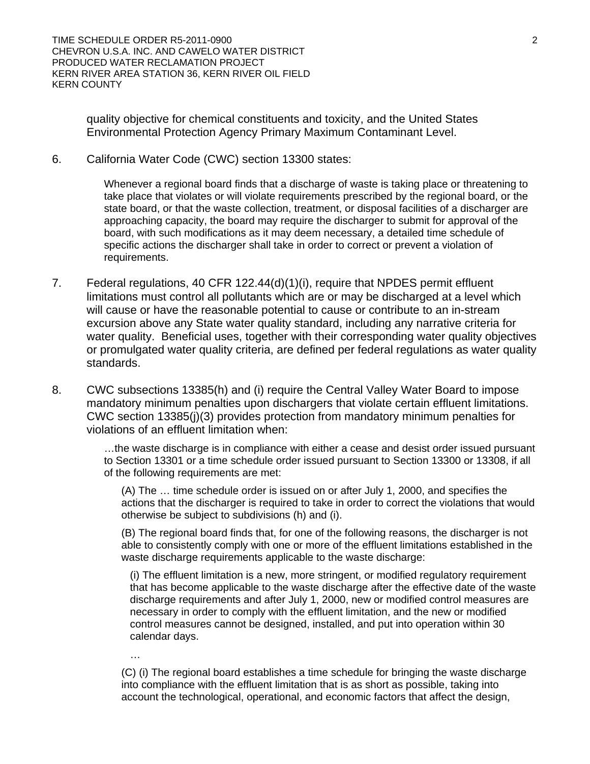quality objective for chemical constituents and toxicity, and the United States Environmental Protection Agency Primary Maximum Contaminant Level.

6. California Water Code (CWC) section 13300 states:

> Whenever a regional board finds that a discharge of waste is taking place or threatening to take place that violates or will violate requirements prescribed by the regional board, or the state board, or that the waste collection, treatment, or disposal facilities of a discharger are approaching capacity, the board may require the discharger to submit for approval of the board, with such modifications as it may deem necessary, a detailed time schedule of specific actions the discharger shall take in order to correct or prevent a violation of requirements.

7. Federal regulations, 40 CFR 122.44(d)(1)(i), require that NPDES permit effluent limitations must control all pollutants which are or may be discharged at a level which will cause or have the reasonable potential to cause or contribute to an in-stream excursion above any State water quality standard, including any narrative criteria for water quality. Beneficial uses, together with their corresponding water quality objectives or promulgated water quality criteria, are defined per federal regulations as water quality standards.

8. CWC subsections 13385(h) and (i) require the Central Valley Water Board to impose mandatory minimum penalties upon dischargers that violate certain effluent limitations. CWC section 13385(j)(3) provides protection from mandatory minimum penalties for violations of an effluent limitation when:

> …the waste discharge is in compliance with either a cease and desist order issued pursuant to Section 13301 or a time schedule order issued pursuant to Section 13300 or 13308, if all of the following requirements are met:
>
> > (A) The … time schedule order is issued on or after July 1, 2000, and specifies the actions that the discharger is required to take in order to correct the violations that would otherwise be subject to subdivisions (h) and (i).
> >
> > (B) The regional board finds that, for one of the following reasons, the discharger is not able to consistently comply with one or more of the effluent limitations established in the waste discharge requirements applicable to the waste discharge:
> >
> > > (i) The effluent limitation is a new, more stringent, or modified regulatory requirement that has become applicable to the waste discharge after the effective date of the waste discharge requirements and after July 1, 2000, new or modified control measures are necessary in order to comply with the effluent limitation, and the new or modified control measures cannot be designed, installed, and put into operation within 30 calendar days.
> > >
> > > …
> >
> > (C) (i) The regional board establishes a time schedule for bringing the waste discharge into compliance with the effluent limitation that is as short as possible, taking into account the technological, operational, and economic factors that affect the design,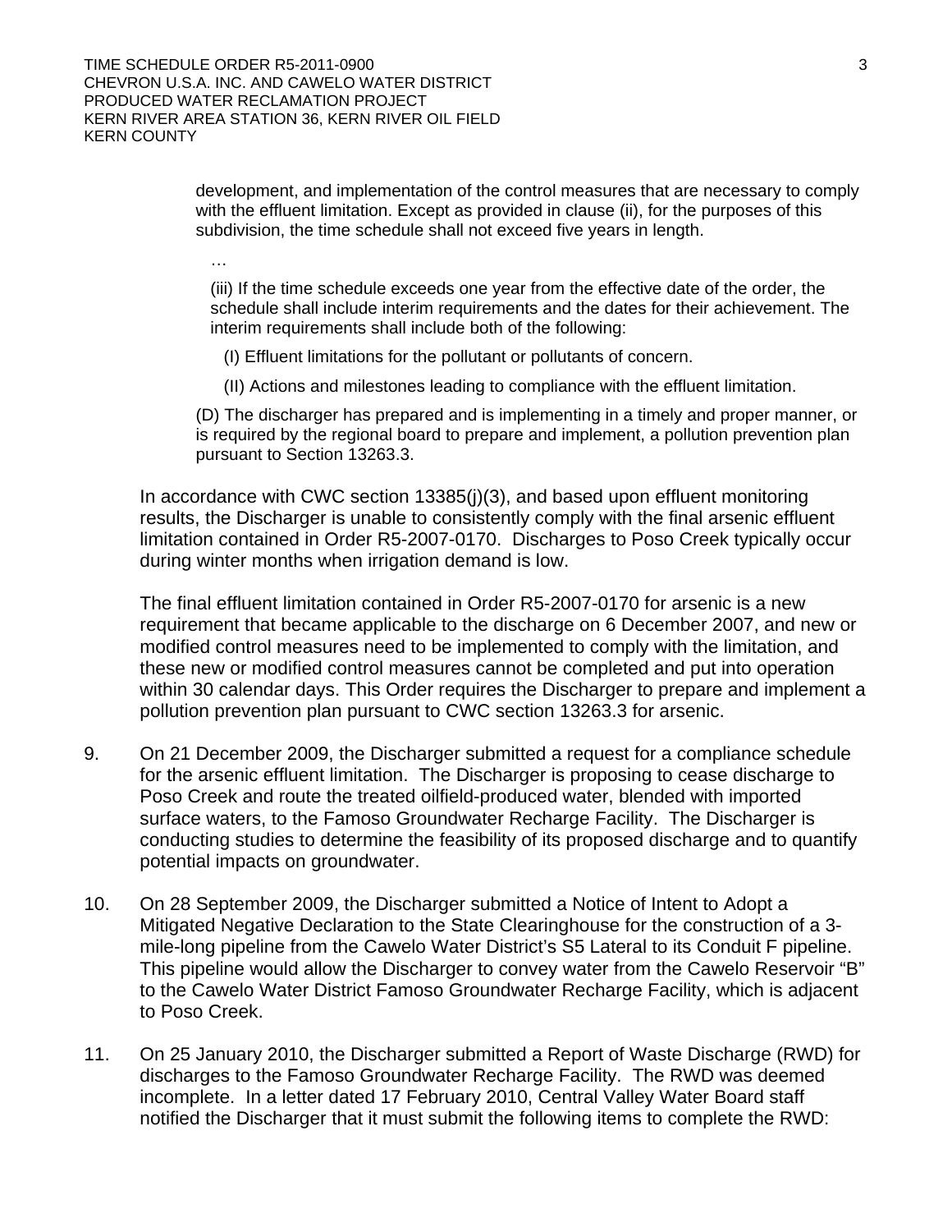development, and implementation of the control measures that are necessary to comply with the effluent limitation. Except as provided in clause (ii), for the purposes of this subdivision, the time schedule shall not exceed five years in length.

…

(iii) If the time schedule exceeds one year from the effective date of the order, the schedule shall include interim requirements and the dates for their achievement. The interim requirements shall include both of the following:

(I) Effluent limitations for the pollutant or pollutants of concern.

(II) Actions and milestones leading to compliance with the effluent limitation.

(D) The discharger has prepared and is implementing in a timely and proper manner, or is required by the regional board to prepare and implement, a pollution prevention plan pursuant to Section 13263.3.

In accordance with CWC section 13385(j)(3), and based upon effluent monitoring results, the Discharger is unable to consistently comply with the final arsenic effluent limitation contained in Order R5-2007-0170. Discharges to Poso Creek typically occur during winter months when irrigation demand is low.

The final effluent limitation contained in Order R5-2007-0170 for arsenic is a new requirement that became applicable to the discharge on 6 December 2007, and new or modified control measures need to be implemented to comply with the limitation, and these new or modified control measures cannot be completed and put into operation within 30 calendar days. This Order requires the Discharger to prepare and implement a pollution prevention plan pursuant to CWC section 13263.3 for arsenic.

9. On 21 December 2009, the Discharger submitted a request for a compliance schedule for the arsenic effluent limitation. The Discharger is proposing to cease discharge to Poso Creek and route the treated oilfield-produced water, blended with imported surface waters, to the Famoso Groundwater Recharge Facility. The Discharger is conducting studies to determine the feasibility of its proposed discharge and to quantify potential impacts on groundwater.

10. On 28 September 2009, the Discharger submitted a Notice of Intent to Adopt a Mitigated Negative Declaration to the State Clearinghouse for the construction of a 3-mile-long pipeline from the Cawelo Water District's S5 Lateral to its Conduit F pipeline. This pipeline would allow the Discharger to convey water from the Cawelo Reservoir "B" to the Cawelo Water District Famoso Groundwater Recharge Facility, which is adjacent to Poso Creek.

11. On 25 January 2010, the Discharger submitted a Report of Waste Discharge (RWD) for discharges to the Famoso Groundwater Recharge Facility. The RWD was deemed incomplete. In a letter dated 17 February 2010, Central Valley Water Board staff notified the Discharger that it must submit the following items to complete the RWD: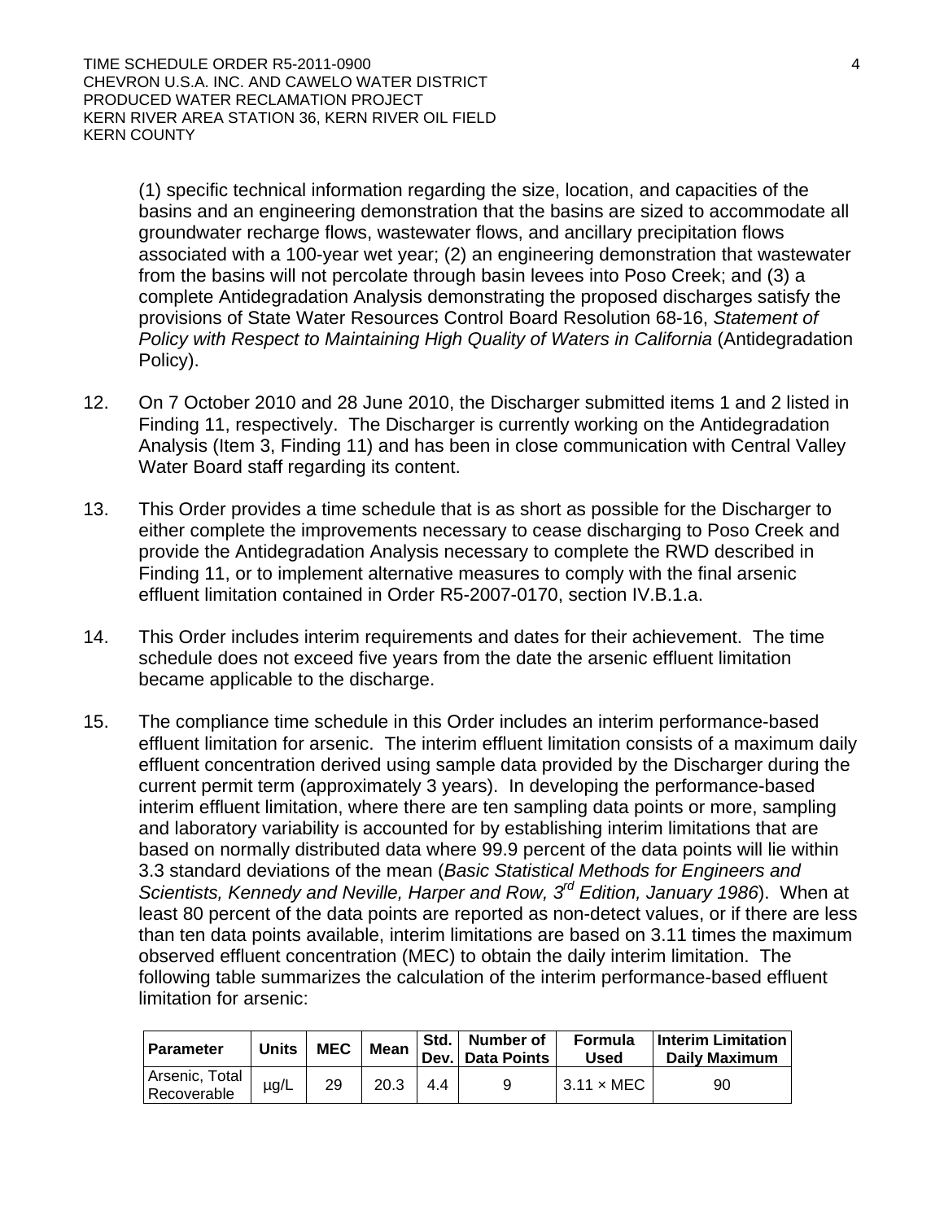(1) specific technical information regarding the size, location, and capacities of the basins and an engineering demonstration that the basins are sized to accommodate all groundwater recharge flows, wastewater flows, and ancillary precipitation flows associated with a 100-year wet year; (2) an engineering demonstration that wastewater from the basins will not percolate through basin levees into Poso Creek; and (3) a complete Antidegradation Analysis demonstrating the proposed discharges satisfy the provisions of State Water Resources Control Board Resolution 68-16, *Statement of Policy with Respect to Maintaining High Quality of Waters in California* (Antidegradation Policy).

12. On 7 October 2010 and 28 June 2010, the Discharger submitted items 1 and 2 listed in Finding 11, respectively. The Discharger is currently working on the Antidegradation Analysis (Item 3, Finding 11) and has been in close communication with Central Valley Water Board staff regarding its content.

13. This Order provides a time schedule that is as short as possible for the Discharger to either complete the improvements necessary to cease discharging to Poso Creek and provide the Antidegradation Analysis necessary to complete the RWD described in Finding 11, or to implement alternative measures to comply with the final arsenic effluent limitation contained in Order R5-2007-0170, section IV.B.1.a.

14. This Order includes interim requirements and dates for their achievement. The time schedule does not exceed five years from the date the arsenic effluent limitation became applicable to the discharge.

15. The compliance time schedule in this Order includes an interim performance-based effluent limitation for arsenic. The interim effluent limitation consists of a maximum daily effluent concentration derived using sample data provided by the Discharger during the current permit term (approximately 3 years). In developing the performance-based interim effluent limitation, where there are ten sampling data points or more, sampling and laboratory variability is accounted for by establishing interim limitations that are based on normally distributed data where 99.9 percent of the data points will lie within 3.3 standard deviations of the mean (*Basic Statistical Methods for Engineers and Scientists, Kennedy and Neville, Harper and Row, 3rd Edition, January 1986*). When at least 80 percent of the data points are reported as non-detect values, or if there are less than ten data points available, interim limitations are based on 3.11 times the maximum observed effluent concentration (MEC) to obtain the daily interim limitation. The following table summarizes the calculation of the interim performance-based effluent limitation for arsenic:

| Parameter | Units | MEC | Mean | Std. Dev. | Number of Data Points | Formula Used | Interim Limitation Daily Maximum |
|---|---|---|---|---|---|---|---|
| Arsenic, Total Recoverable | µg/L | 29 | 20.3 | 4.4 | 9 | 3.11 × MEC | 90 |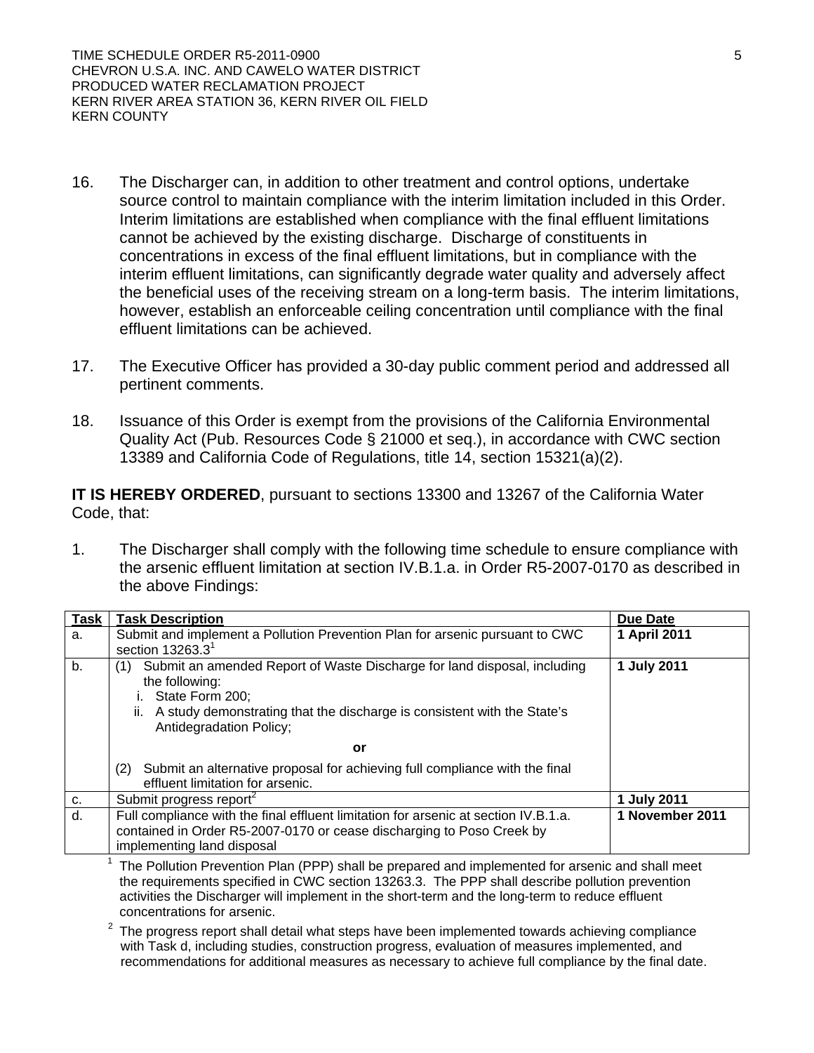16. The Discharger can, in addition to other treatment and control options, undertake source control to maintain compliance with the interim limitation included in this Order. Interim limitations are established when compliance with the final effluent limitations cannot be achieved by the existing discharge. Discharge of constituents in concentrations in excess of the final effluent limitations, but in compliance with the interim effluent limitations, can significantly degrade water quality and adversely affect the beneficial uses of the receiving stream on a long-term basis. The interim limitations, however, establish an enforceable ceiling concentration until compliance with the final effluent limitations can be achieved.

17. The Executive Officer has provided a 30-day public comment period and addressed all pertinent comments.

18. Issuance of this Order is exempt from the provisions of the California Environmental Quality Act (Pub. Resources Code § 21000 et seq.), in accordance with CWC section 13389 and California Code of Regulations, title 14, section 15321(a)(2).

**IT IS HEREBY ORDERED**, pursuant to sections 13300 and 13267 of the California Water Code, that:

1. The Discharger shall comply with the following time schedule to ensure compliance with the arsenic effluent limitation at section IV.B.1.a. in Order R5-2007-0170 as described in the above Findings:

| Task | Task Description | Due Date |
|---|---|---|
| a. | Submit and implement a Pollution Prevention Plan for arsenic pursuant to CWC section 13263.3[1] | **1 April 2011** |
| b. | (1) Submit an amended Report of Waste Discharge for land disposal, including the following: i. State Form 200; ii. A study demonstrating that the discharge is consistent with the State's Antidegradation Policy; **or** (2) Submit an alternative proposal for achieving full compliance with the final effluent limitation for arsenic. | **1 July 2011** |
| c. | Submit progress report[2] | **1 July 2011** |
| d. | Full compliance with the final effluent limitation for arsenic at section IV.B.1.a. contained in Order R5-2007-0170 or cease discharging to Poso Creek by implementing land disposal | **1 November 2011** |

[1] The Pollution Prevention Plan (PPP) shall be prepared and implemented for arsenic and shall meet the requirements specified in CWC section 13263.3. The PPP shall describe pollution prevention activities the Discharger will implement in the short-term and the long-term to reduce effluent concentrations for arsenic.

[2] The progress report shall detail what steps have been implemented towards achieving compliance with Task d, including studies, construction progress, evaluation of measures implemented, and recommendations for additional measures as necessary to achieve full compliance by the final date.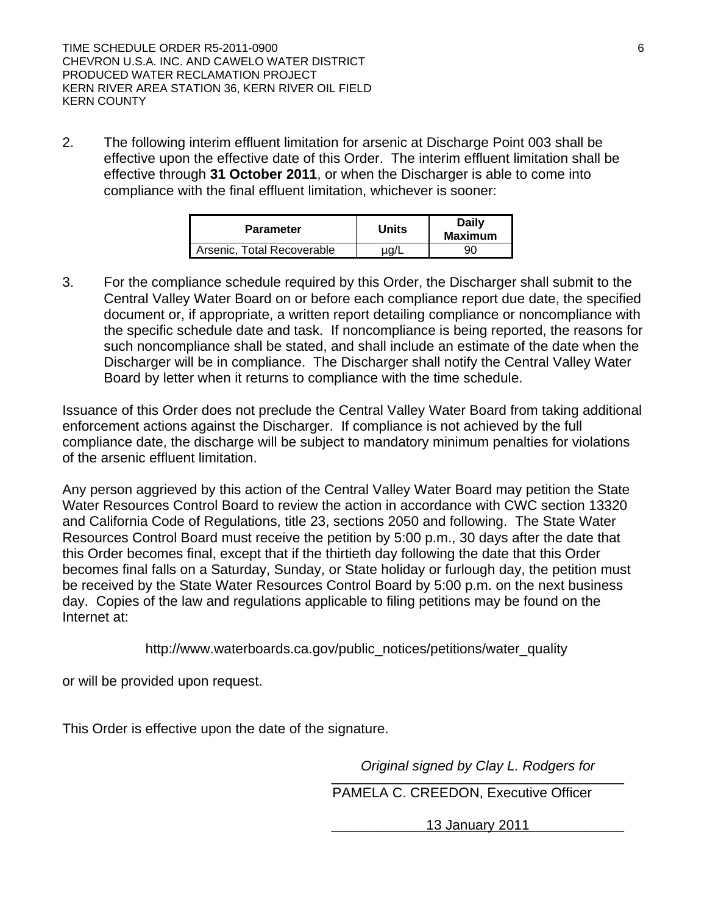2. The following interim effluent limitation for arsenic at Discharge Point 003 shall be effective upon the effective date of this Order. The interim effluent limitation shall be effective through **31 October 2011**, or when the Discharger is able to come into compliance with the final effluent limitation, whichever is sooner:

| Parameter | Units | Daily Maximum |
|---|---|---|
| Arsenic, Total Recoverable | µg/L | 90 |

3. For the compliance schedule required by this Order, the Discharger shall submit to the Central Valley Water Board on or before each compliance report due date, the specified document or, if appropriate, a written report detailing compliance or noncompliance with the specific schedule date and task. If noncompliance is being reported, the reasons for such noncompliance shall be stated, and shall include an estimate of the date when the Discharger will be in compliance. The Discharger shall notify the Central Valley Water Board by letter when it returns to compliance with the time schedule.

Issuance of this Order does not preclude the Central Valley Water Board from taking additional enforcement actions against the Discharger. If compliance is not achieved by the full compliance date, the discharge will be subject to mandatory minimum penalties for violations of the arsenic effluent limitation.

Any person aggrieved by this action of the Central Valley Water Board may petition the State Water Resources Control Board to review the action in accordance with CWC section 13320 and California Code of Regulations, title 23, sections 2050 and following. The State Water Resources Control Board must receive the petition by 5:00 p.m., 30 days after the date that this Order becomes final, except that if the thirtieth day following the date that this Order becomes final falls on a Saturday, Sunday, or State holiday or furlough day, the petition must be received by the State Water Resources Control Board by 5:00 p.m. on the next business day. Copies of the law and regulations applicable to filing petitions may be found on the Internet at:

http://www.waterboards.ca.gov/public_notices/petitions/water_quality

or will be provided upon request.

This Order is effective upon the date of the signature.

*Original signed by Clay L. Rodgers for*

PAMELA C. CREEDON, Executive Officer

13 January 2011